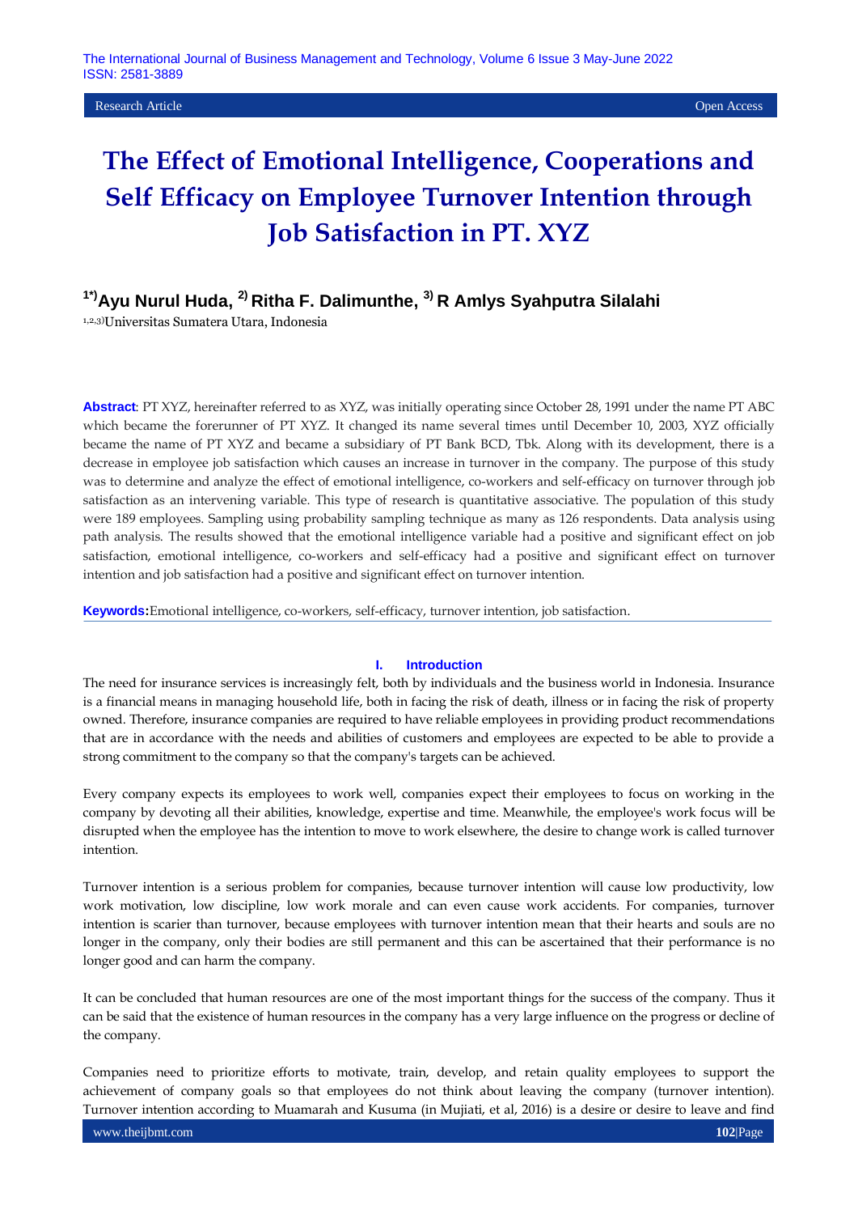Research Article Open Access

# The Effect of Emotional Intelligence, Cooperations and Self Efficacy on Employee Turnover Intention through Job Satisfaction in PT. XYZ

**[1*]Ayu Nurul Huda, [2]Ritha F. Dalimunthe, [3]R Amlys Syahputra Silalahi**

[1,2,3]Universitas Sumatera Utara, Indonesia

**Abstract**: PT XYZ, hereinafter referred to as XYZ, was initially operating since October 28, 1991 under the name PT ABC which became the forerunner of PT XYZ. It changed its name several times until December 10, 2003, XYZ officially became the name of PT XYZ and became a subsidiary of PT Bank BCD, Tbk. Along with its development, there is a decrease in employee job satisfaction which causes an increase in turnover in the company. The purpose of this study was to determine and analyze the effect of emotional intelligence, co-workers and self-efficacy on turnover through job satisfaction as an intervening variable. This type of research is quantitative associative. The population of this study were 189 employees. Sampling using probability sampling technique as many as 126 respondents. Data analysis using path analysis. The results showed that the emotional intelligence variable had a positive and significant effect on job satisfaction, emotional intelligence, co-workers and self-efficacy had a positive and significant effect on turnover intention and job satisfaction had a positive and significant effect on turnover intention.

**Keywords:** Emotional intelligence, co-workers, self-efficacy, turnover intention, job satisfaction.

## I. Introduction

The need for insurance services is increasingly felt, both by individuals and the business world in Indonesia. Insurance is a financial means in managing household life, both in facing the risk of death, illness or in facing the risk of property owned. Therefore, insurance companies are required to have reliable employees in providing product recommendations that are in accordance with the needs and abilities of customers and employees are expected to be able to provide a strong commitment to the company so that the company's targets can be achieved.

Every company expects its employees to work well, companies expect their employees to focus on working in the company by devoting all their abilities, knowledge, expertise and time. Meanwhile, the employee's work focus will be disrupted when the employee has the intention to move to work elsewhere, the desire to change work is called turnover intention.

Turnover intention is a serious problem for companies, because turnover intention will cause low productivity, low work motivation, low discipline, low work morale and can even cause work accidents. For companies, turnover intention is scarier than turnover, because employees with turnover intention mean that their hearts and souls are no longer in the company, only their bodies are still permanent and this can be ascertained that their performance is no longer good and can harm the company.

It can be concluded that human resources are one of the most important things for the success of the company. Thus it can be said that the existence of human resources in the company has a very large influence on the progress or decline of the company.

Companies need to prioritize efforts to motivate, train, develop, and retain quality employees to support the achievement of company goals so that employees do not think about leaving the company (turnover intention). Turnover intention according to Muamarah and Kusuma (in Mujiati, et al, 2016) is a desire or desire to leave and find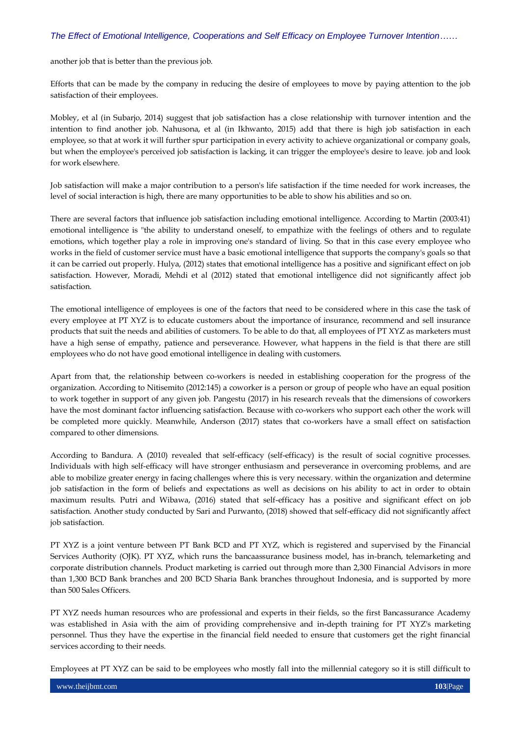another job that is better than the previous job.

Efforts that can be made by the company in reducing the desire of employees to move by paying attention to the job satisfaction of their employees.

Mobley, et al (in Subarjo, 2014) suggest that job satisfaction has a close relationship with turnover intention and the intention to find another job. Nahusona, et al (in Ikhwanto, 2015) add that there is high job satisfaction in each employee, so that at work it will further spur participation in every activity to achieve organizational or company goals, but when the employee's perceived job satisfaction is lacking, it can trigger the employee's desire to leave. job and look for work elsewhere.

Job satisfaction will make a major contribution to a person's life satisfaction if the time needed for work increases, the level of social interaction is high, there are many opportunities to be able to show his abilities and so on.

There are several factors that influence job satisfaction including emotional intelligence. According to Martin (2003:41) emotional intelligence is "the ability to understand oneself, to empathize with the feelings of others and to regulate emotions, which together play a role in improving one's standard of living. So that in this case every employee who works in the field of customer service must have a basic emotional intelligence that supports the company's goals so that it can be carried out properly. Hulya, (2012) states that emotional intelligence has a positive and significant effect on job satisfaction. However, Moradi, Mehdi et al (2012) stated that emotional intelligence did not significantly affect job satisfaction.

The emotional intelligence of employees is one of the factors that need to be considered where in this case the task of every employee at PT XYZ is to educate customers about the importance of insurance, recommend and sell insurance products that suit the needs and abilities of customers. To be able to do that, all employees of PT XYZ as marketers must have a high sense of empathy, patience and perseverance. However, what happens in the field is that there are still employees who do not have good emotional intelligence in dealing with customers.

Apart from that, the relationship between co-workers is needed in establishing cooperation for the progress of the organization. According to Nitisemito (2012:145) a coworker is a person or group of people who have an equal position to work together in support of any given job. Pangestu (2017) in his research reveals that the dimensions of coworkers have the most dominant factor influencing satisfaction. Because with co-workers who support each other the work will be completed more quickly. Meanwhile, Anderson (2017) states that co-workers have a small effect on satisfaction compared to other dimensions.

According to Bandura. A (2010) revealed that self-efficacy (self-efficacy) is the result of social cognitive processes. Individuals with high self-efficacy will have stronger enthusiasm and perseverance in overcoming problems, and are able to mobilize greater energy in facing challenges where this is very necessary. within the organization and determine job satisfaction in the form of beliefs and expectations as well as decisions on his ability to act in order to obtain maximum results. Putri and Wibawa, (2016) stated that self-efficacy has a positive and significant effect on job satisfaction. Another study conducted by Sari and Purwanto, (2018) showed that self-efficacy did not significantly affect job satisfaction.

PT XYZ is a joint venture between PT Bank BCD and PT XYZ, which is registered and supervised by the Financial Services Authority (OJK). PT XYZ, which runs the bancaassurance business model, has in-branch, telemarketing and corporate distribution channels. Product marketing is carried out through more than 2,300 Financial Advisors in more than 1,300 BCD Bank branches and 200 BCD Sharia Bank branches throughout Indonesia, and is supported by more than 500 Sales Officers.

PT XYZ needs human resources who are professional and experts in their fields, so the first Bancassurance Academy was established in Asia with the aim of providing comprehensive and in-depth training for PT XYZ's marketing personnel. Thus they have the expertise in the financial field needed to ensure that customers get the right financial services according to their needs.

Employees at PT XYZ can be said to be employees who mostly fall into the millennial category so it is still difficult to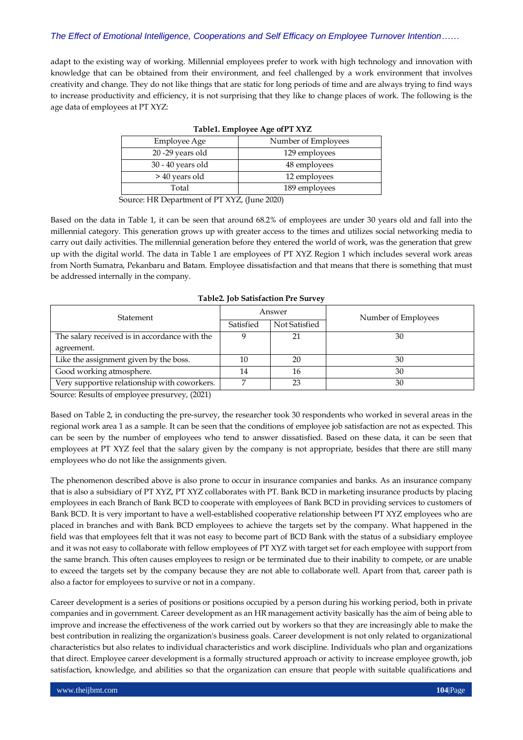adapt to the existing way of working. Millennial employees prefer to work with high technology and innovation with knowledge that can be obtained from their environment, and feel challenged by a work environment that involves creativity and change. They do not like things that are static for long periods of time and are always trying to find ways to increase productivity and efficiency, it is not surprising that they like to change places of work. The following is the age data of employees at PT XYZ:

**Table1. Employee Age ofPT XYZ**

| Employee Age | Number of Employees |
|---|---|
| 20 -29 years old | 129 employees |
| 30 - 40 years old | 48 employees |
| > 40 years old | 12 employees |
| Total | 189 employees |

Source: HR Department of PT XYZ, (June 2020)

Based on the data in Table 1, it can be seen that around 68.2% of employees are under 30 years old and fall into the millennial category. This generation grows up with greater access to the times and utilizes social networking media to carry out daily activities. The millennial generation before they entered the world of work, was the generation that grew up with the digital world. The data in Table 1 are employees of PT XYZ Region 1 which includes several work areas from North Sumatra, Pekanbaru and Batam. Employee dissatisfaction and that means that there is something that must be addressed internally in the company.

**Table2. Job Satisfaction Pre Survey**

| Statement | Answer | | Number of Employees |
|---|---|---|---|
| | Satisfied | Not Satisfied | |
| The salary received is in accordance with the agreement. | 9 | 21 | 30 |
| Like the assignment given by the boss. | 10 | 20 | 30 |
| Good working atmosphere. | 14 | 16 | 30 |
| Very supportive relationship with coworkers. | 7 | 23 | 30 |

Source: Results of employee presurvey, (2021)

Based on Table 2, in conducting the pre-survey, the researcher took 30 respondents who worked in several areas in the regional work area 1 as a sample. It can be seen that the conditions of employee job satisfaction are not as expected. This can be seen by the number of employees who tend to answer dissatisfied. Based on these data, it can be seen that employees at PT XYZ feel that the salary given by the company is not appropriate, besides that there are still many employees who do not like the assignments given.

The phenomenon described above is also prone to occur in insurance companies and banks. As an insurance company that is also a subsidiary of PT XYZ, PT XYZ collaborates with PT. Bank BCD in marketing insurance products by placing employees in each Branch of Bank BCD to cooperate with employees of Bank BCD in providing services to customers of Bank BCD. It is very important to have a well-established cooperative relationship between PT XYZ employees who are placed in branches and with Bank BCD employees to achieve the targets set by the company. What happened in the field was that employees felt that it was not easy to become part of BCD Bank with the status of a subsidiary employee and it was not easy to collaborate with fellow employees of PT XYZ with target set for each employee with support from the same branch. This often causes employees to resign or be terminated due to their inability to compete, or are unable to exceed the targets set by the company because they are not able to collaborate well. Apart from that, career path is also a factor for employees to survive or not in a company.

Career development is a series of positions or positions occupied by a person during his working period, both in private companies and in government. Career development as an HR management activity basically has the aim of being able to improve and increase the effectiveness of the work carried out by workers so that they are increasingly able to make the best contribution in realizing the organization's business goals. Career development is not only related to organizational characteristics but also relates to individual characteristics and work discipline. Individuals who plan and organizations that direct. Employee career development is a formally structured approach or activity to increase employee growth, job satisfaction, knowledge, and abilities so that the organization can ensure that people with suitable qualifications and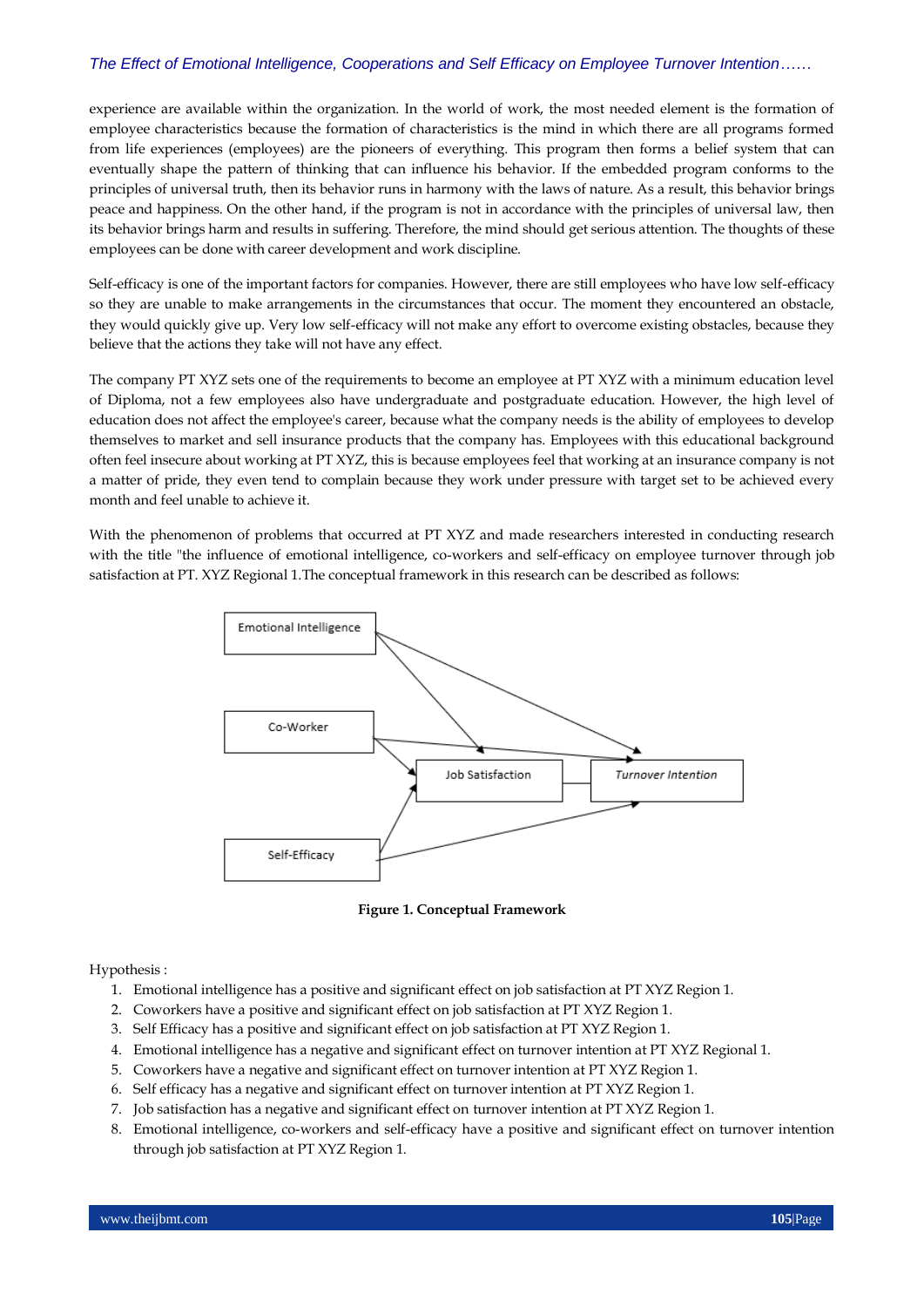experience are available within the organization. In the world of work, the most needed element is the formation of employee characteristics because the formation of characteristics is the mind in which there are all programs formed from life experiences (employees) are the pioneers of everything. This program then forms a belief system that can eventually shape the pattern of thinking that can influence his behavior. If the embedded program conforms to the principles of universal truth, then its behavior runs in harmony with the laws of nature. As a result, this behavior brings peace and happiness. On the other hand, if the program is not in accordance with the principles of universal law, then its behavior brings harm and results in suffering. Therefore, the mind should get serious attention. The thoughts of these employees can be done with career development and work discipline.

Self-efficacy is one of the important factors for companies. However, there are still employees who have low self-efficacy so they are unable to make arrangements in the circumstances that occur. The moment they encountered an obstacle, they would quickly give up. Very low self-efficacy will not make any effort to overcome existing obstacles, because they believe that the actions they take will not have any effect.

The company PT XYZ sets one of the requirements to become an employee at PT XYZ with a minimum education level of Diploma, not a few employees also have undergraduate and postgraduate education. However, the high level of education does not affect the employee's career, because what the company needs is the ability of employees to develop themselves to market and sell insurance products that the company has. Employees with this educational background often feel insecure about working at PT XYZ, this is because employees feel that working at an insurance company is not a matter of pride, they even tend to complain because they work under pressure with target set to be achieved every month and feel unable to achieve it.

With the phenomenon of problems that occurred at PT XYZ and made researchers interested in conducting research with the title "the influence of emotional intelligence, co-workers and self-efficacy on employee turnover through job satisfaction at PT. XYZ Regional 1.The conceptual framework in this research can be described as follows:

Emotional Intelligence

Co-Worker

Job Satisfaction

*Turnover Intention*

Self-Efficacy

**Figure 1. Conceptual Framework**

Hypothesis :

1. Emotional intelligence has a positive and significant effect on job satisfaction at PT XYZ Region 1.
2. Coworkers have a positive and significant effect on job satisfaction at PT XYZ Region 1.
3. Self Efficacy has a positive and significant effect on job satisfaction at PT XYZ Region 1.
4. Emotional intelligence has a negative and significant effect on turnover intention at PT XYZ Regional 1.
5. Coworkers have a negative and significant effect on turnover intention at PT XYZ Region 1.
6. Self efficacy has a negative and significant effect on turnover intention at PT XYZ Region 1.
7. Job satisfaction has a negative and significant effect on turnover intention at PT XYZ Region 1.
8. Emotional intelligence, co-workers and self-efficacy have a positive and significant effect on turnover intention through job satisfaction at PT XYZ Region 1.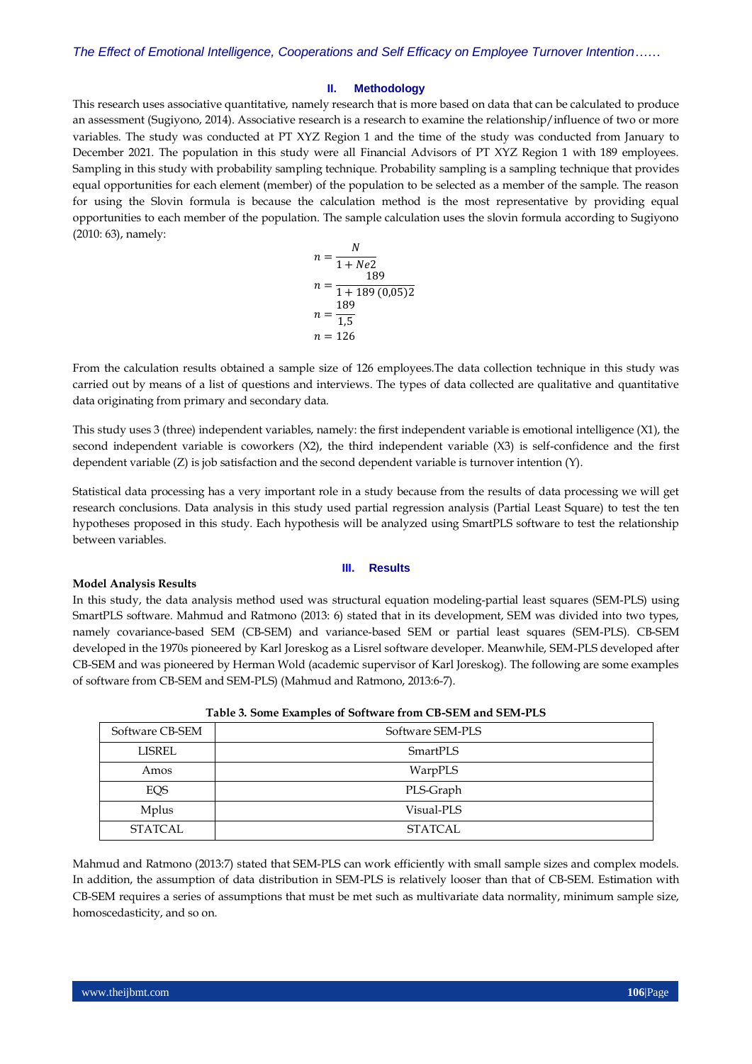## II. Methodology

This research uses associative quantitative, namely research that is more based on data that can be calculated to produce an assessment (Sugiyono, 2014). Associative research is a research to examine the relationship/influence of two or more variables. The study was conducted at PT XYZ Region 1 and the time of the study was conducted from January to December 2021. The population in this study were all Financial Advisors of PT XYZ Region 1 with 189 employees. Sampling in this study with probability sampling technique. Probability sampling is a sampling technique that provides equal opportunities for each element (member) of the population to be selected as a member of the sample. The reason for using the Slovin formula is because the calculation method is the most representative by providing equal opportunities to each member of the population. The sample calculation uses the slovin formula according to Sugiyono (2010: 63), namely:

$$n = \frac{N}{1 + Ne2}$$

$$n = \frac{189}{1 + 189\,(0{,}05)2}$$

$$n = \frac{189}{1{,}5}$$

$$n = 126$$

From the calculation results obtained a sample size of 126 employees.The data collection technique in this study was carried out by means of a list of questions and interviews. The types of data collected are qualitative and quantitative data originating from primary and secondary data.

This study uses 3 (three) independent variables, namely: the first independent variable is emotional intelligence (X1), the second independent variable is coworkers (X2), the third independent variable (X3) is self-confidence and the first dependent variable (Z) is job satisfaction and the second dependent variable is turnover intention (Y).

Statistical data processing has a very important role in a study because from the results of data processing we will get research conclusions. Data analysis in this study used partial regression analysis (Partial Least Square) to test the ten hypotheses proposed in this study. Each hypothesis will be analyzed using SmartPLS software to test the relationship between variables.

## III. Results

**Model Analysis Results**

In this study, the data analysis method used was structural equation modeling-partial least squares (SEM-PLS) using SmartPLS software. Mahmud and Ratmono (2013: 6) stated that in its development, SEM was divided into two types, namely covariance-based SEM (CB-SEM) and variance-based SEM or partial least squares (SEM-PLS). CB-SEM developed in the 1970s pioneered by Karl Joreskog as a Lisrel software developer. Meanwhile, SEM-PLS developed after CB-SEM and was pioneered by Herman Wold (academic supervisor of Karl Joreskog). The following are some examples of software from CB-SEM and SEM-PLS) (Mahmud and Ratmono, 2013:6-7).

**Table 3. Some Examples of Software from CB-SEM and SEM-PLS**

| Software CB-SEM | Software SEM-PLS |
|---|---|
| LISREL | SmartPLS |
| Amos | WarpPLS |
| EQS | PLS-Graph |
| Mplus | Visual-PLS |
| STATCAL | STATCAL |

Mahmud and Ratmono (2013:7) stated that SEM-PLS can work efficiently with small sample sizes and complex models. In addition, the assumption of data distribution in SEM-PLS is relatively looser than that of CB-SEM. Estimation with CB-SEM requires a series of assumptions that must be met such as multivariate data normality, minimum sample size, homoscedasticity, and so on.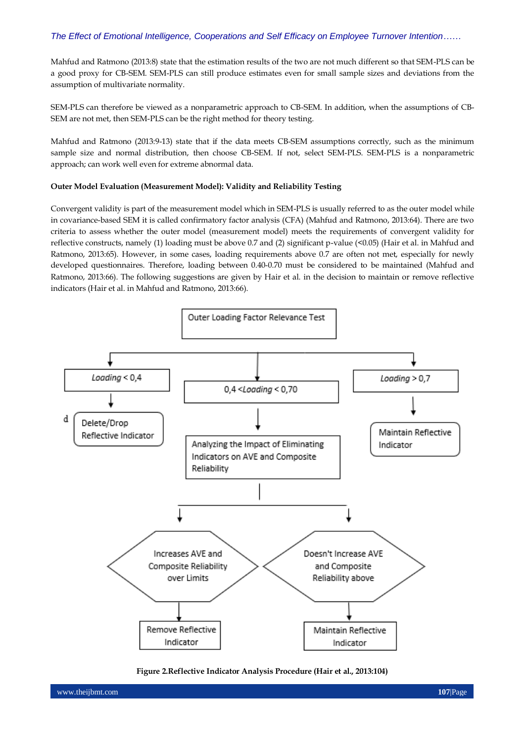Mahfud and Ratmono (2013:8) state that the estimation results of the two are not much different so that SEM-PLS can be a good proxy for CB-SEM. SEM-PLS can still produce estimates even for small sample sizes and deviations from the assumption of multivariate normality.

SEM-PLS can therefore be viewed as a nonparametric approach to CB-SEM. In addition, when the assumptions of CB-SEM are not met, then SEM-PLS can be the right method for theory testing.

Mahfud and Ratmono (2013:9-13) state that if the data meets CB-SEM assumptions correctly, such as the minimum sample size and normal distribution, then choose CB-SEM. If not, select SEM-PLS. SEM-PLS is a nonparametric approach; can work well even for extreme abnormal data.

**Outer Model Evaluation (Measurement Model): Validity and Reliability Testing**

Convergent validity is part of the measurement model which in SEM-PLS is usually referred to as the outer model while in covariance-based SEM it is called confirmatory factor analysis (CFA) (Mahfud and Ratmono, 2013:64). There are two criteria to assess whether the outer model (measurement model) meets the requirements of convergent validity for reflective constructs, namely (1) loading must be above 0.7 and (2) significant p-value (<0.05) (Hair et al. in Mahfud and Ratmono, 2013:65). However, in some cases, loading requirements above 0.7 are often not met, especially for newly developed questionnaires. Therefore, loading between 0.40-0.70 must be considered to be maintained (Mahfud and Ratmono, 2013:66). The following suggestions are given by Hair et al. in the decision to maintain or remove reflective indicators (Hair et al. in Mahfud and Ratmono, 2013:66).

Outer Loading Factor Relevance Test

- *Loading* < 0,4 → Delete/Drop Reflective Indicator
- 0,4 < *Loading* < 0,70 → Analyzing the Impact of Eliminating Indicators on AVE and Composite Reliability
  - Increases AVE and Composite Reliability over Limits → Remove Reflective Indicator
  - Doesn't Increase AVE and Composite Reliability above → Maintain Reflective Indicator
- *Loading* > 0,7 → Maintain Reflective Indicator

**Figure 2.Reflective Indicator Analysis Procedure (Hair et al., 2013:104)**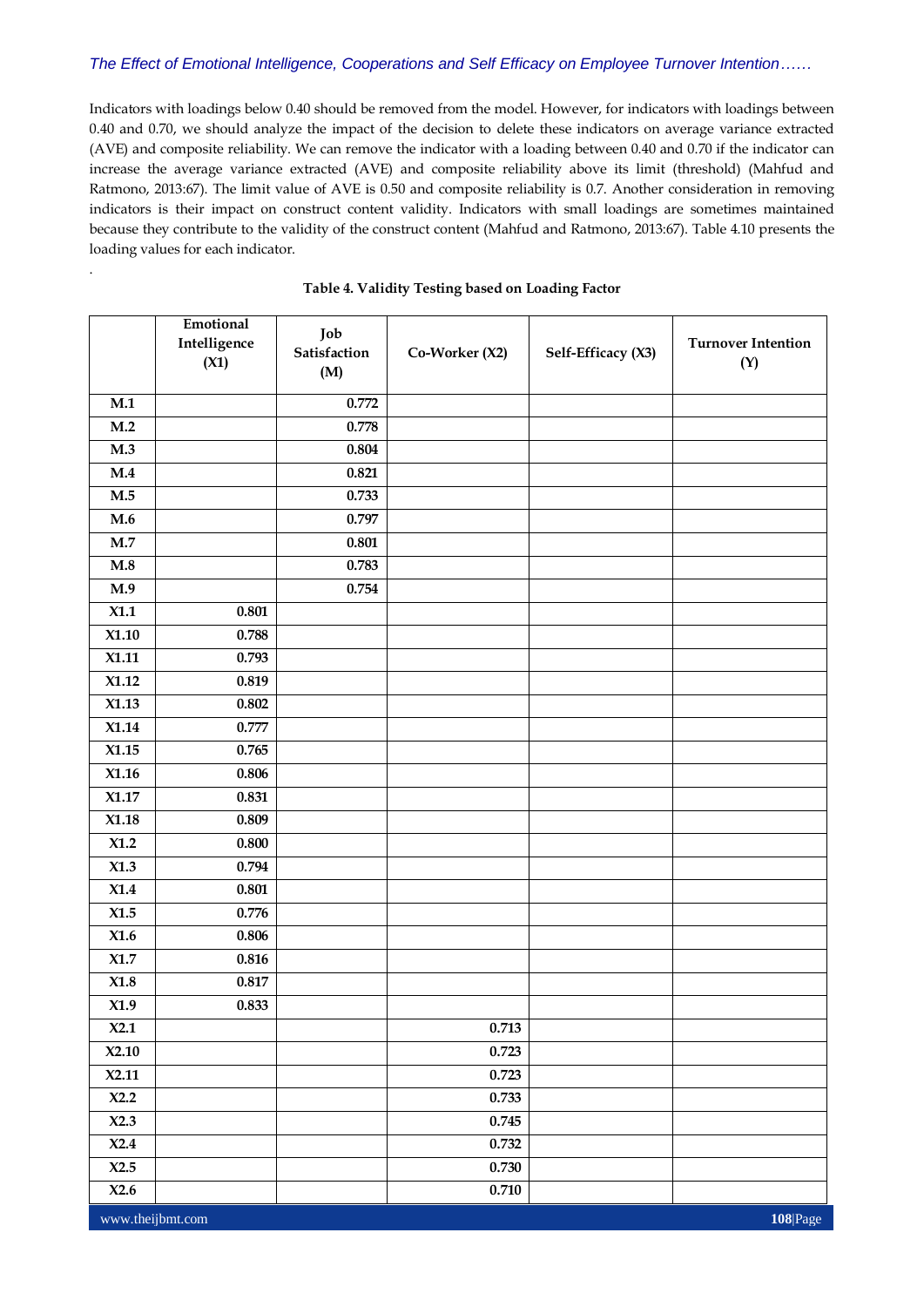Indicators with loadings below 0.40 should be removed from the model. However, for indicators with loadings between 0.40 and 0.70, we should analyze the impact of the decision to delete these indicators on average variance extracted (AVE) and composite reliability. We can remove the indicator with a loading between 0.40 and 0.70 if the indicator can increase the average variance extracted (AVE) and composite reliability above its limit (threshold) (Mahfud and Ratmono, 2013:67). The limit value of AVE is 0.50 and composite reliability is 0.7. Another consideration in removing indicators is their impact on construct content validity. Indicators with small loadings are sometimes maintained because they contribute to the validity of the construct content (Mahfud and Ratmono, 2013:67). Table 4.10 presents the loading values for each indicator.

.

**Table 4. Validity Testing based on Loading Factor**

| | Emotional Intelligence (X1) | Job Satisfaction (M) | Co-Worker (X2) | Self-Efficacy (X3) | Turnover Intention (Y) |
|---|---|---|---|---|---|
| M.1 | | 0.772 | | | |
| M.2 | | 0.778 | | | |
| M.3 | | 0.804 | | | |
| M.4 | | 0.821 | | | |
| M.5 | | 0.733 | | | |
| M.6 | | 0.797 | | | |
| M.7 | | 0.801 | | | |
| M.8 | | 0.783 | | | |
| M.9 | | 0.754 | | | |
| X1.1 | 0.801 | | | | |
| X1.10 | 0.788 | | | | |
| X1.11 | 0.793 | | | | |
| X1.12 | 0.819 | | | | |
| X1.13 | 0.802 | | | | |
| X1.14 | 0.777 | | | | |
| X1.15 | 0.765 | | | | |
| X1.16 | 0.806 | | | | |
| X1.17 | 0.831 | | | | |
| X1.18 | 0.809 | | | | |
| X1.2 | 0.800 | | | | |
| X1.3 | 0.794 | | | | |
| X1.4 | 0.801 | | | | |
| X1.5 | 0.776 | | | | |
| X1.6 | 0.806 | | | | |
| X1.7 | 0.816 | | | | |
| X1.8 | 0.817 | | | | |
| X1.9 | 0.833 | | | | |
| X2.1 | | | 0.713 | | |
| X2.10 | | | 0.723 | | |
| X2.11 | | | 0.723 | | |
| X2.2 | | | 0.733 | | |
| X2.3 | | | 0.745 | | |
| X2.4 | | | 0.732 | | |
| X2.5 | | | 0.730 | | |
| X2.6 | | | 0.710 | | |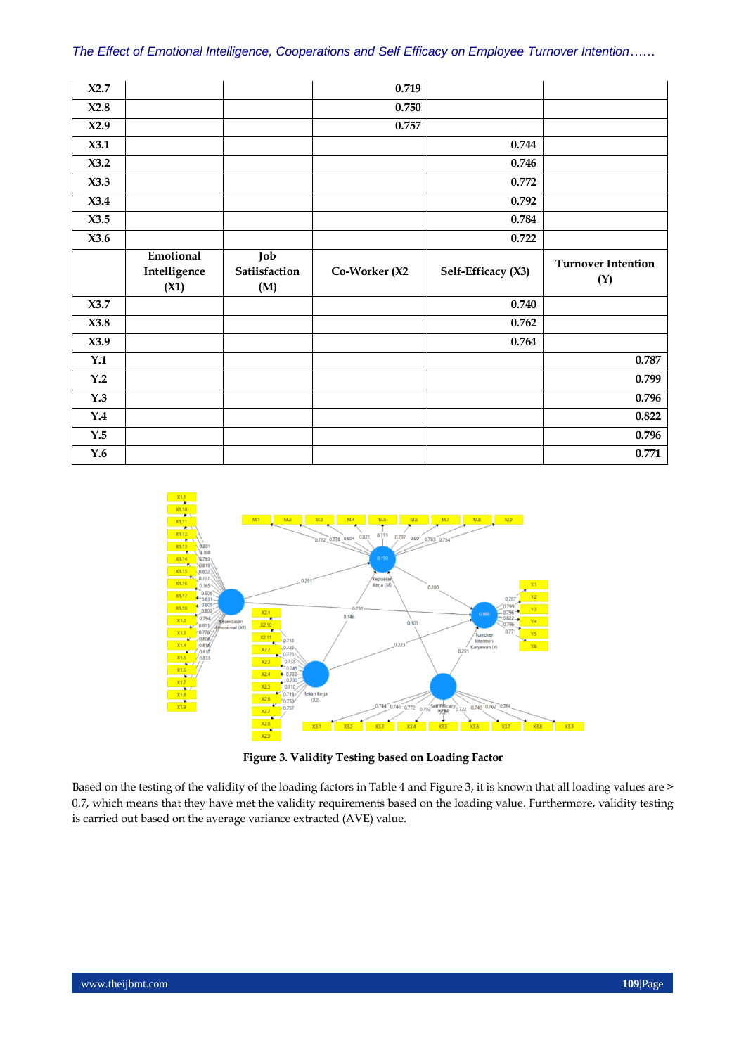| X2.7 | | | 0.719 | | |
|---|---|---|---|---|---|
| X2.8 | | | 0.750 | | |
| X2.9 | | | 0.757 | | |
| X3.1 | | | | 0.744 | |
| X3.2 | | | | 0.746 | |
| X3.3 | | | | 0.772 | |
| X3.4 | | | | 0.792 | |
| X3.5 | | | | 0.784 | |
| X3.6 | | | | 0.722 | |
| | Emotional Intelligence (X1) | Job Satiisfaction (M) | Co-Worker (X2 | Self-Efficacy (X3) | Turnover Intention (Y) |
| X3.7 | | | | 0.740 | |
| X3.8 | | | | 0.762 | |
| X3.9 | | | | 0.764 | |
| Y.1 | | | | | 0.787 |
| Y.2 | | | | | 0.799 |
| Y.3 | | | | | 0.796 |
| Y.4 | | | | | 0.822 |
| Y.5 | | | | | 0.796 |
| Y.6 | | | | | 0.771 |

**Figure 3. Validity Testing based on Loading Factor**

Based on the testing of the validity of the loading factors in Table 4 and Figure 3, it is known that all loading values are > 0.7, which means that they have met the validity requirements based on the loading value. Furthermore, validity testing is carried out based on the average variance extracted (AVE) value.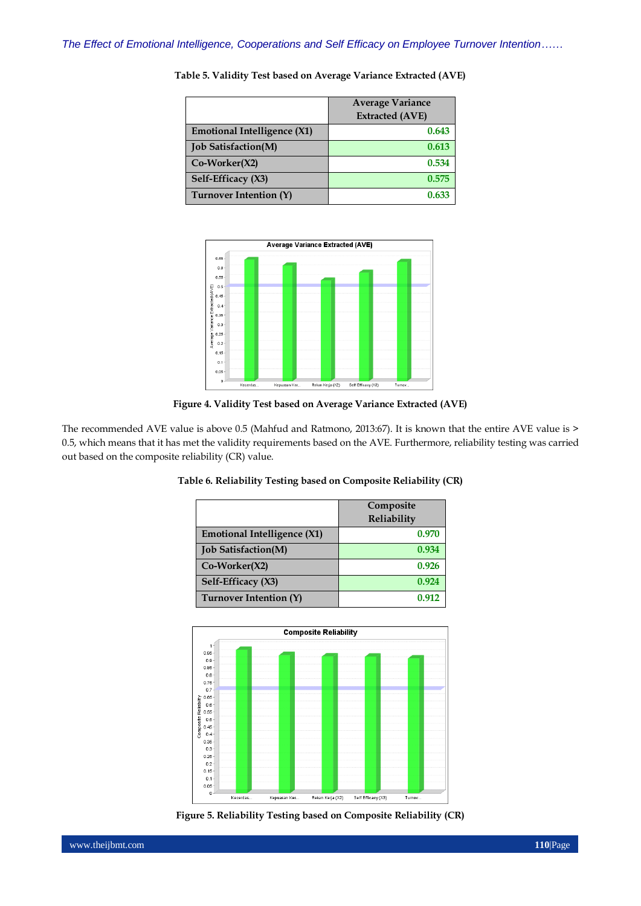**Table 5. Validity Test based on Average Variance Extracted (AVE)**

| | Average Variance Extracted (AVE) |
|---|---|
| Emotional Intelligence (X1) | 0.643 |
| Job Satisfaction(M) | 0.613 |
| Co-Worker(X2) | 0.534 |
| Self-Efficacy (X3) | 0.575 |
| Turnover Intention (Y) | 0.633 |

**Figure 4. Validity Test based on Average Variance Extracted (AVE)**

The recommended AVE value is above 0.5 (Mahfud and Ratmono, 2013:67). It is known that the entire AVE value is > 0.5, which means that it has met the validity requirements based on the AVE. Furthermore, reliability testing was carried out based on the composite reliability (CR) value.

**Table 6. Reliability Testing based on Composite Reliability (CR)**

| | Composite Reliability |
|---|---|
| Emotional Intelligence (X1) | 0.970 |
| Job Satisfaction(M) | 0.934 |
| Co-Worker(X2) | 0.926 |
| Self-Efficacy (X3) | 0.924 |
| Turnover Intention (Y) | 0.912 |

**Figure 5. Reliability Testing based on Composite Reliability (CR)**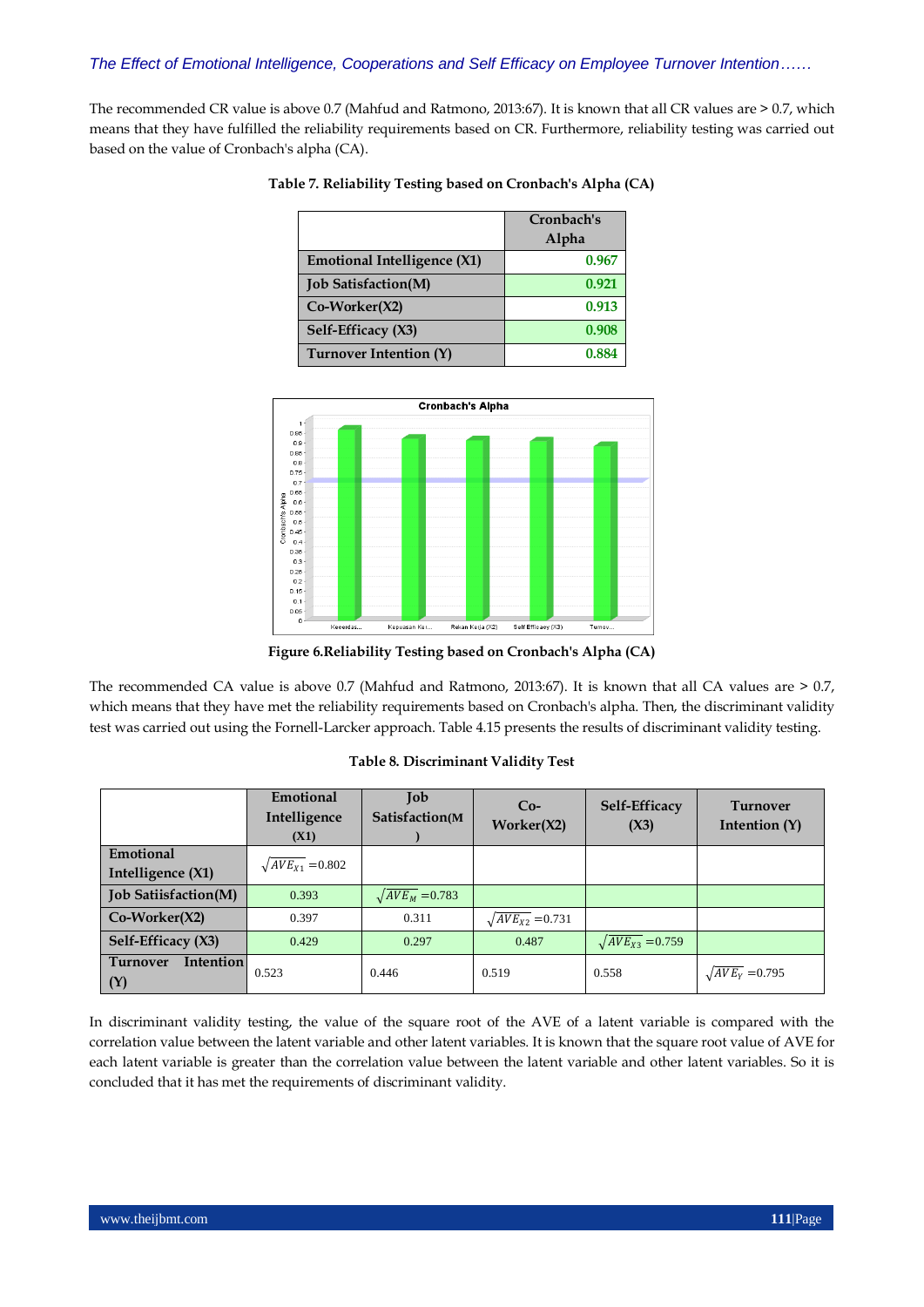The recommended CR value is above 0.7 (Mahfud and Ratmono, 2013:67). It is known that all CR values are > 0.7, which means that they have fulfilled the reliability requirements based on CR. Furthermore, reliability testing was carried out based on the value of Cronbach's alpha (CA).

**Table 7. Reliability Testing based on Cronbach's Alpha (CA)**

| | Cronbach's Alpha |
|---|---|
| **Emotional Intelligence (X1)** | 0.967 |
| **Job Satisfaction(M)** | 0.921 |
| **Co-Worker(X2)** | 0.913 |
| **Self-Efficacy (X3)** | 0.908 |
| **Turnover Intention (Y)** | 0.884 |

**Figure 6.Reliability Testing based on Cronbach's Alpha (CA)**

The recommended CA value is above 0.7 (Mahfud and Ratmono, 2013:67). It is known that all CA values are > 0.7, which means that they have met the reliability requirements based on Cronbach's alpha. Then, the discriminant validity test was carried out using the Fornell-Larcker approach. Table 4.15 presents the results of discriminant validity testing.

**Table 8. Discriminant Validity Test**

| | Emotional Intelligence (X1) | Job Satisfaction(M) | Co-Worker(X2) | Self-Efficacy (X3) | Turnover Intention (Y) |
|---|---|---|---|---|---|
| **Emotional Intelligence (X1)** | $\sqrt{AVE_{X1}}$ =0.802 | | | | |
| **Job Satiisfaction(M)** | 0.393 | $\sqrt{AVE_{M}}$ =0.783 | | | |
| **Co-Worker(X2)** | 0.397 | 0.311 | $\sqrt{AVE_{X2}}$ =0.731 | | |
| **Self-Efficacy (X3)** | 0.429 | 0.297 | 0.487 | $\sqrt{AVE_{X3}}$ =0.759 | |
| **Turnover Intention (Y)** | 0.523 | 0.446 | 0.519 | 0.558 | $\sqrt{AVE_{Y}}$ =0.795 |

In discriminant validity testing, the value of the square root of the AVE of a latent variable is compared with the correlation value between the latent variable and other latent variables. It is known that the square root value of AVE for each latent variable is greater than the correlation value between the latent variable and other latent variables. So it is concluded that it has met the requirements of discriminant validity.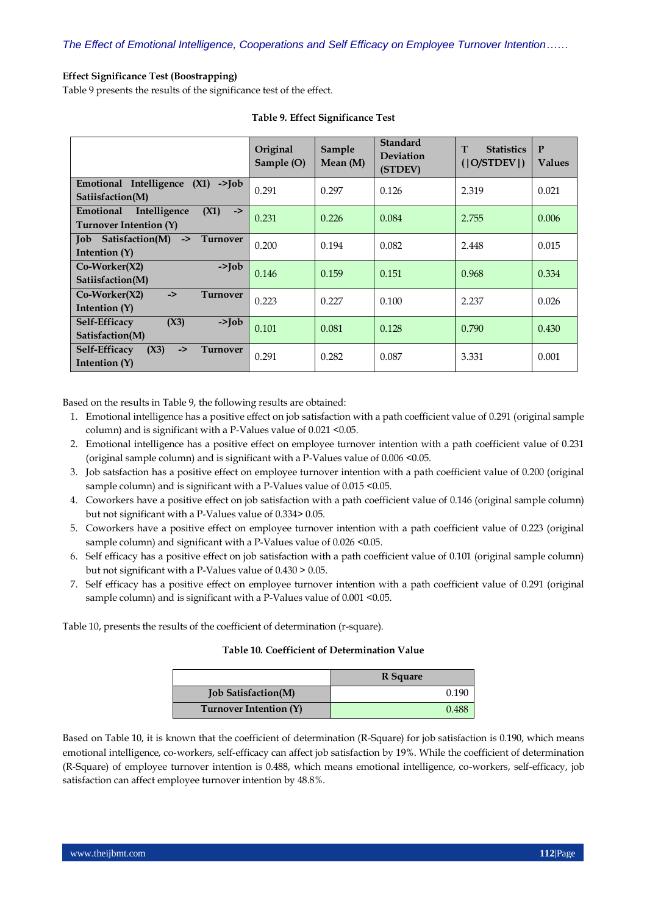**Effect Significance Test (Boostrapping)**

Table 9 presents the results of the significance test of the effect.

**Table 9. Effect Significance Test**

| | Original Sample (O) | Sample Mean (M) | Standard Deviation (STDEV) | T Statistics (\|O/STDEV\|) | P Values |
|---|---|---|---|---|---|
| **Emotional Intelligence (X1) ->Job Satiisfaction(M)** | 0.291 | 0.297 | 0.126 | 2.319 | 0.021 |
| **Emotional Intelligence (X1) -> Turnover Intention (Y)** | 0.231 | 0.226 | 0.084 | 2.755 | 0.006 |
| **Job Satisfaction(M) -> Turnover Intention (Y)** | 0.200 | 0.194 | 0.082 | 2.448 | 0.015 |
| **Co-Worker(X2) ->Job Satiisfaction(M)** | 0.146 | 0.159 | 0.151 | 0.968 | 0.334 |
| **Co-Worker(X2) -> Turnover Intention (Y)** | 0.223 | 0.227 | 0.100 | 2.237 | 0.026 |
| **Self-Efficacy (X3) ->Job Satisfaction(M)** | 0.101 | 0.081 | 0.128 | 0.790 | 0.430 |
| **Self-Efficacy (X3) -> Turnover Intention (Y)** | 0.291 | 0.282 | 0.087 | 3.331 | 0.001 |

Based on the results in Table 9, the following results are obtained:

1. Emotional intelligence has a positive effect on job satisfaction with a path coefficient value of 0.291 (original sample column) and is significant with a P-Values value of 0.021 <0.05.
2. Emotional intelligence has a positive effect on employee turnover intention with a path coefficient value of 0.231 (original sample column) and is significant with a P-Values value of 0.006 <0.05.
3. Job satsfaction has a positive effect on employee turnover intention with a path coefficient value of 0.200 (original sample column) and is significant with a P-Values value of 0.015 <0.05.
4. Coworkers have a positive effect on job satisfaction with a path coefficient value of 0.146 (original sample column) but not significant with a P-Values value of 0.334> 0.05.
5. Coworkers have a positive effect on employee turnover intention with a path coefficient value of 0.223 (original sample column) and significant with a P-Values value of 0.026 <0.05.
6. Self efficacy has a positive effect on job satisfaction with a path coefficient value of 0.101 (original sample column) but not significant with a P-Values value of 0.430 > 0.05.
7. Self efficacy has a positive effect on employee turnover intention with a path coefficient value of 0.291 (original sample column) and is significant with a P-Values value of 0.001 <0.05.

Table 10, presents the results of the coefficient of determination (r-square).

**Table 10. Coefficient of Determination Value**

| | R Square |
|---|---|
| **Job Satisfaction(M)** | 0.190 |
| **Turnover Intention (Y)** | 0.488 |

Based on Table 10, it is known that the coefficient of determination (R-Square) for job satisfaction is 0.190, which means emotional intelligence, co-workers, self-efficacy can affect job satisfaction by 19%. While the coefficient of determination (R-Square) of employee turnover intention is 0.488, which means emotional intelligence, co-workers, self-efficacy, job satisfaction can affect employee turnover intention by 48.8%.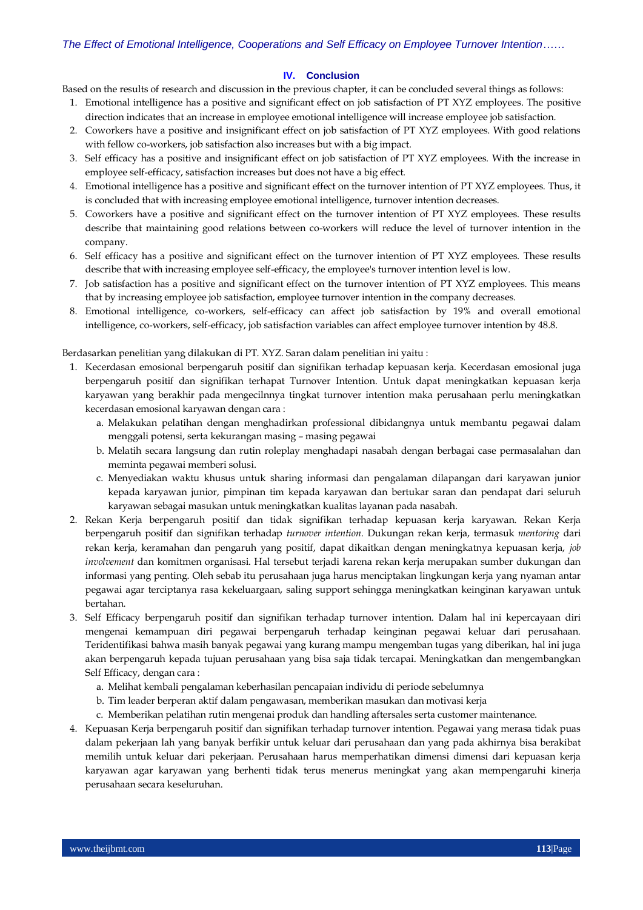## IV. Conclusion

Based on the results of research and discussion in the previous chapter, it can be concluded several things as follows:

1. Emotional intelligence has a positive and significant effect on job satisfaction of PT XYZ employees. The positive direction indicates that an increase in employee emotional intelligence will increase employee job satisfaction.
2. Coworkers have a positive and insignificant effect on job satisfaction of PT XYZ employees. With good relations with fellow co-workers, job satisfaction also increases but with a big impact.
3. Self efficacy has a positive and insignificant effect on job satisfaction of PT XYZ employees. With the increase in employee self-efficacy, satisfaction increases but does not have a big effect.
4. Emotional intelligence has a positive and significant effect on the turnover intention of PT XYZ employees. Thus, it is concluded that with increasing employee emotional intelligence, turnover intention decreases.
5. Coworkers have a positive and significant effect on the turnover intention of PT XYZ employees. These results describe that maintaining good relations between co-workers will reduce the level of turnover intention in the company.
6. Self efficacy has a positive and significant effect on the turnover intention of PT XYZ employees. These results describe that with increasing employee self-efficacy, the employee's turnover intention level is low.
7. Job satisfaction has a positive and significant effect on the turnover intention of PT XYZ employees. This means that by increasing employee job satisfaction, employee turnover intention in the company decreases.
8. Emotional intelligence, co-workers, self-efficacy can affect job satisfaction by 19% and overall emotional intelligence, co-workers, self-efficacy, job satisfaction variables can affect employee turnover intention by 48.8.

Berdasarkan penelitian yang dilakukan di PT. XYZ. Saran dalam penelitian ini yaitu :

1. Kecerdasan emosional berpengaruh positif dan signifikan terhadap kepuasan kerja. Kecerdasan emosional juga berpengaruh positif dan signifikan terhapat Turnover Intention. Untuk dapat meningkatkan kepuasan kerja karyawan yang berakhir pada mengecilnnya tingkat turnover intention maka perusahaan perlu meningkatkan kecerdasan emosional karyawan dengan cara :
   a. Melakukan pelatihan dengan menghadirkan professional dibidangnya untuk membantu pegawai dalam menggali potensi, serta kekurangan masing – masing pegawai
   b. Melatih secara langsung dan rutin roleplay menghadapi nasabah dengan berbagai case permasalahan dan meminta pegawai memberi solusi.
   c. Menyediakan waktu khusus untuk sharing informasi dan pengalaman dilapangan dari karyawan junior kepada karyawan junior, pimpinan tim kepada karyawan dan bertukar saran dan pendapat dari seluruh karyawan sebagai masukan untuk meningkatkan kualitas layanan pada nasabah.
2. Rekan Kerja berpengaruh positif dan tidak signifikan terhadap kepuasan kerja karyawan. Rekan Kerja berpengaruh positif dan signifikan terhadap *turnover intention*. Dukungan rekan kerja, termasuk *mentoring* dari rekan kerja, keramahan dan pengaruh yang positif, dapat dikaitkan dengan meningkatnya kepuasan kerja, *job involvement* dan komitmen organisasi. Hal tersebut terjadi karena rekan kerja merupakan sumber dukungan dan informasi yang penting. Oleh sebab itu perusahaan juga harus menciptakan lingkungan kerja yang nyaman antar pegawai agar terciptanya rasa kekeluargaan, saling support sehingga meningkatkan keinginan karyawan untuk bertahan.
3. Self Efficacy berpengaruh positif dan signifikan terhadap turnover intention. Dalam hal ini kepercayaan diri mengenai kemampuan diri pegawai berpengaruh terhadap keinginan pegawai keluar dari perusahaan. Teridentifikasi bahwa masih banyak pegawai yang kurang mampu mengemban tugas yang diberikan, hal ini juga akan berpengaruh kepada tujuan perusahaan yang bisa saja tidak tercapai. Meningkatkan dan mengembangkan Self Efficacy, dengan cara :
   a. Melihat kembali pengalaman keberhasilan pencapaian individu di periode sebelumnya
   b. Tim leader berperan aktif dalam pengawasan, memberikan masukan dan motivasi kerja
   c. Memberikan pelatihan rutin mengenai produk dan handling aftersales serta customer maintenance.
4. Kepuasan Kerja berpengaruh positif dan signifikan terhadap turnover intention. Pegawai yang merasa tidak puas dalam pekerjaan lah yang banyak berfikir untuk keluar dari perusahaan dan yang pada akhirnya bisa berakibat memilih untuk keluar dari pekerjaan. Perusahaan harus memperhatikan dimensi dimensi dari kepuasan kerja karyawan agar karyawan yang berhenti tidak terus menerus meningkat yang akan mempengaruhi kinerja perusahaan secara keseluruhan.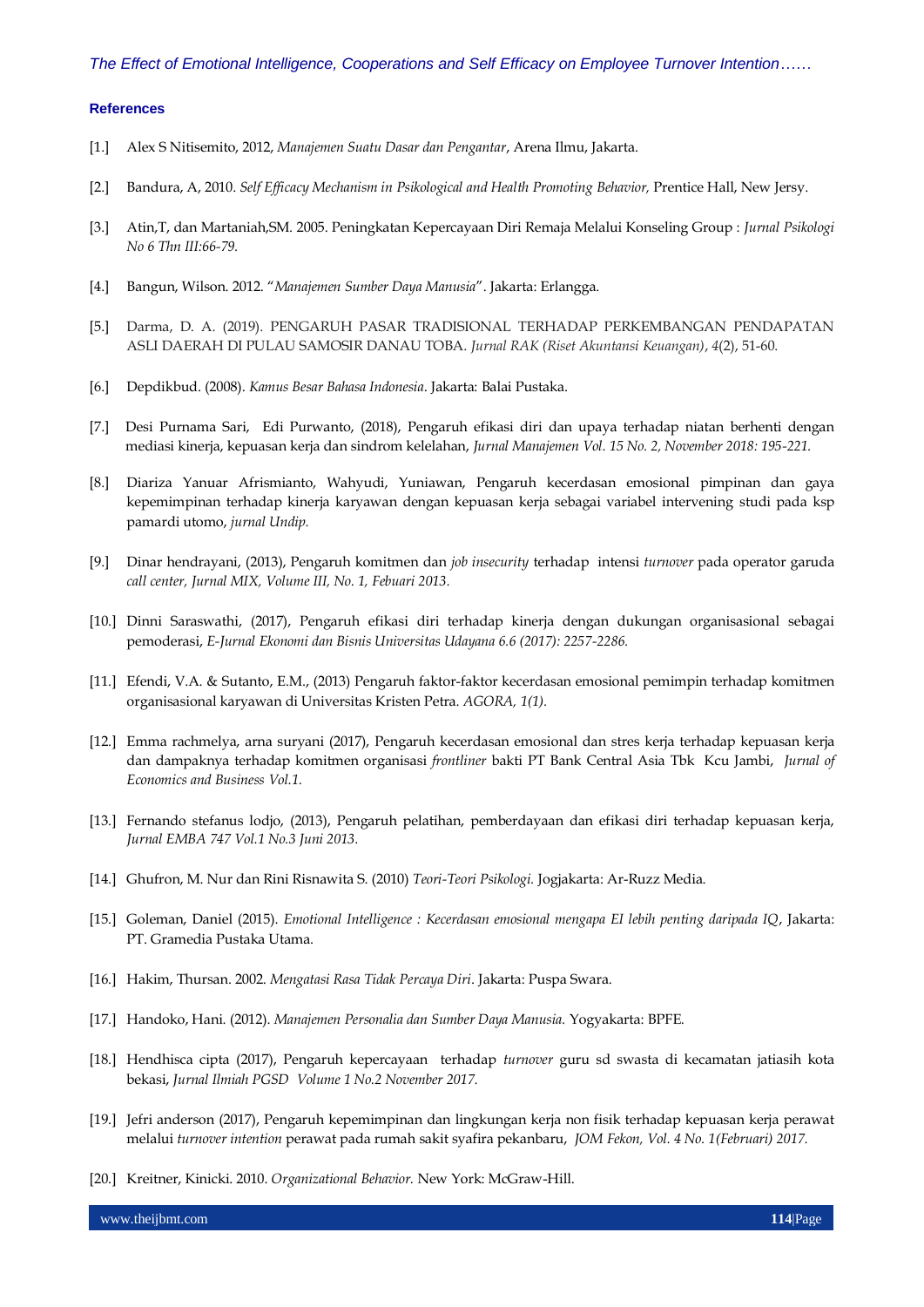### References

[1.] Alex S Nitisemito, 2012, *Manajemen Suatu Dasar dan Pengantar*, Arena Ilmu, Jakarta.

[2.] Bandura, A, 2010. *Self Efficacy Mechanism in Psikological and Health Promoting Behavior,* Prentice Hall, New Jersy.

[3.] Atin,T, dan Martaniah,SM. 2005. Peningkatan Kepercayaan Diri Remaja Melalui Konseling Group : *Jurnal Psikologi No 6 Thn III:66-79.*

[4.] Bangun, Wilson. 2012. "*Manajemen Sumber Daya Manusia*". Jakarta: Erlangga.

[5.] Darma, D. A. (2019). PENGARUH PASAR TRADISIONAL TERHADAP PERKEMBANGAN PENDAPATAN ASLI DAERAH DI PULAU SAMOSIR DANAU TOBA. *Jurnal RAK (Riset Akuntansi Keuangan)*, *4*(2), 51-60.

[6.] Depdikbud. (2008). *Kamus Besar Bahasa Indonesia*. Jakarta: Balai Pustaka.

[7.] Desi Purnama Sari, Edi Purwanto, (2018), Pengaruh efikasi diri dan upaya terhadap niatan berhenti dengan mediasi kinerja, kepuasan kerja dan sindrom kelelahan, *Jurnal Manajemen Vol. 15 No. 2, November 2018: 195-221.*

[8.] Diariza Yanuar Afrismianto, Wahyudi, Yuniawan, Pengaruh kecerdasan emosional pimpinan dan gaya kepemimpinan terhadap kinerja karyawan dengan kepuasan kerja sebagai variabel intervening studi pada ksp pamardi utomo, *jurnal Undip.*

[9.] Dinar hendrayani, (2013), Pengaruh komitmen dan *job insecurity* terhadap intensi *turnover* pada operator garuda *call center, Jurnal MIX, Volume III, No. 1, Febuari 2013.*

[10.] Dinni Saraswathi, (2017), Pengaruh efikasi diri terhadap kinerja dengan dukungan organisasional sebagai pemoderasi, *E-Jurnal Ekonomi dan Bisnis Universitas Udayana 6.6 (2017): 2257-2286.*

[11.] Efendi, V.A. & Sutanto, E.M., (2013) Pengaruh faktor-faktor kecerdasan emosional pemimpin terhadap komitmen organisasional karyawan di Universitas Kristen Petra. *AGORA, 1(1).*

[12.] Emma rachmelya, arna suryani (2017), Pengaruh kecerdasan emosional dan stres kerja terhadap kepuasan kerja dan dampaknya terhadap komitmen organisasi *frontliner* bakti PT Bank Central Asia Tbk Kcu Jambi, *Jurnal of Economics and Business Vol.1.*

[13.] Fernando stefanus lodjo, (2013), Pengaruh pelatihan, pemberdayaan dan efikasi diri terhadap kepuasan kerja, *Jurnal EMBA 747 Vol.1 No.3 Juni 2013.*

[14.] Ghufron, M. Nur dan Rini Risnawita S. (2010) *Teori-Teori Psikologi.* Jogjakarta: Ar-Ruzz Media.

[15.] Goleman, Daniel (2015). *Emotional Intelligence : Kecerdasan emosional mengapa EI lebih penting daripada IQ*, Jakarta: PT. Gramedia Pustaka Utama.

[16.] Hakim, Thursan. 2002. *Mengatasi Rasa Tidak Percaya Diri*. Jakarta: Puspa Swara.

[17.] Handoko, Hani. (2012). *Manajemen Personalia dan Sumber Daya Manusia.* Yogyakarta: BPFE.

[18.] Hendhisca cipta (2017), Pengaruh kepercayaan terhadap *turnover* guru sd swasta di kecamatan jatiasih kota bekasi, *Jurnal Ilmiah PGSD Volume 1 No.2 November 2017.*

[19.] Jefri anderson (2017), Pengaruh kepemimpinan dan lingkungan kerja non fisik terhadap kepuasan kerja perawat melalui *turnover intention* perawat pada rumah sakit syafira pekanbaru, *JOM Fekon, Vol. 4 No. 1(Februari) 2017.*

[20.] Kreitner, Kinicki. 2010. *Organizational Behavior.* New York: McGraw-Hill.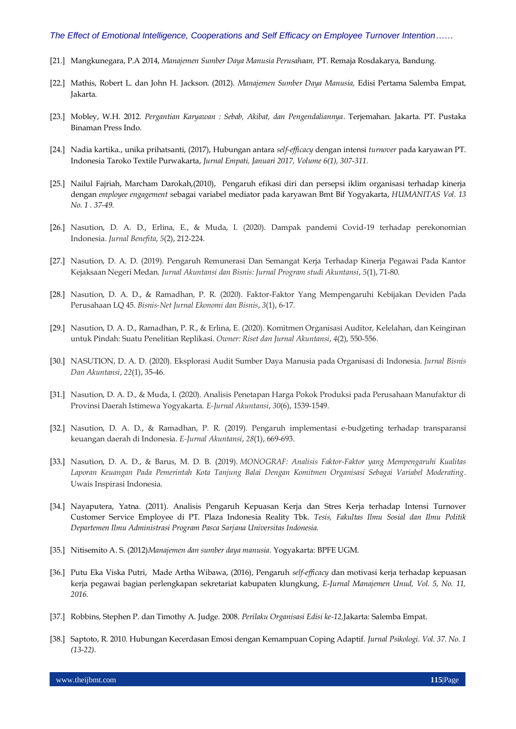[21.] Mangkunegara, P.A 2014, *Manajemen Sumber Daya Manusia Perusahaan,* PT. Remaja Rosdakarya, Bandung.

[22.] Mathis, Robert L. dan John H. Jackson. (2012). *Manajemen Sumber Daya Manusia,* Edisi Pertama Salemba Empat, Jakarta.

[23.] Mobley, W.H. 2012. *Pergantian Karyawan : Sebab, Akibat, dan Pengendaliannya*. Terjemahan. Jakarta. PT. Pustaka Binaman Press Indo.

[24.] Nadia kartika., unika prihatsanti, (2017), Hubungan antara *self-efficacy* dengan intensi *turnover* pada karyawan PT. Indonesia Taroko Textile Purwakarta, *Jurnal Empati, Januari 2017, Volume 6(1), 307-311.*

[25.] Nailul Fajriah, Marcham Darokah,(2010), Pengaruh efikasi diri dan persepsi iklim organisasi terhadap kinerja dengan *employee engagement* sebagai variabel mediator pada karyawan Bmt Bif Yogyakarta, *HUMANITAS Vol. 13 No. 1 . 37-49.*

[26.] Nasution, D. A. D., Erlina, E., & Muda, I. (2020). Dampak pandemi Covid-19 terhadap perekonomian Indonesia. *Jurnal Benefita*, *5*(2), 212-224.

[27.] Nasution, D. A. D. (2019). Pengaruh Remunerasi Dan Semangat Kerja Terhadap Kinerja Pegawai Pada Kantor Kejaksaan Negeri Medan. *Jurnal Akuntansi dan Bisnis: Jurnal Program studi Akuntansi*, *5*(1), 71-80.

[28.] Nasution, D. A. D., & Ramadhan, P. R. (2020). Faktor-Faktor Yang Mempengaruhi Kebijakan Deviden Pada Perusahaan LQ 45. *Bisnis-Net Jurnal Ekonomi dan Bisnis*, *3*(1), 6-17.

[29.] Nasution, D. A. D., Ramadhan, P. R., & Erlina, E. (2020). Komitmen Organisasi Auditor, Kelelahan, dan Keinginan untuk Pindah: Suatu Penelitian Replikasi. *Owner: Riset dan Jurnal Akuntansi*, *4*(2), 550-556.

[30.] NASUTION, D. A. D. (2020). Eksplorasi Audit Sumber Daya Manusia pada Organisasi di Indonesia. *Jurnal Bisnis Dan Akuntansi*, *22*(1), 35-46.

[31.] Nasution, D. A. D., & Muda, I. (2020). Analisis Penetapan Harga Pokok Produksi pada Perusahaan Manufaktur di Provinsi Daerah Istimewa Yogyakarta. *E-Jurnal Akuntansi*, *30*(6), 1539-1549.

[32.] Nasution, D. A. D., & Ramadhan, P. R. (2019). Pengaruh implementasi e-budgeting terhadap transparansi keuangan daerah di Indonesia. *E-Jurnal Akuntansi*, *28*(1), 669-693.

[33.] Nasution, D. A. D., & Barus, M. D. B. (2019). *MONOGRAF: Analisis Faktor-Faktor yang Mempengaruhi Kualitas Laporan Keuangan Pada Pemerintah Kota Tanjung Balai Dengan Komitmen Organisasi Sebagai Variabel Moderating*. Uwais Inspirasi Indonesia.

[34.] Nayaputera, Yatna. (2011). Analisis Pengaruh Kepuasan Kerja dan Stres Kerja terhadap Intensi Turnover Customer Service Employee di PT. Plaza Indonesia Reality Tbk. *Tesis, Fakultas Ilmu Sosial dan Ilmu Politik Departemen Ilmu Administrasi Program Pasca Sarjana Universitas Indonesia.*

[35.] Nitisemito A. S. (2012)*Manajemen dan sumber daya manusia.* Yogyakarta: BPFE UGM.

[36.] Putu Eka Viska Putri, Made Artha Wibawa, (2016), Pengaruh *self-efficacy* dan motivasi kerja terhadap kepuasan kerja pegawai bagian perlengkapan sekretariat kabupaten klungkung, *E-Jurnal Manajemen Unud, Vol. 5, No. 11, 2016.*

[37.] Robbins, Stephen P. dan Timothy A. Judge. 2008. *Perilaku Organisasi Edisi ke-12,*Jakarta: Salemba Empat.

[38.] Saptoto, R. 2010. Hubungan Kecerdasan Emosi dengan Kemampuan Coping Adaptif. *Jurnal Psikologi. Vol. 37. No. 1 (13-22)*.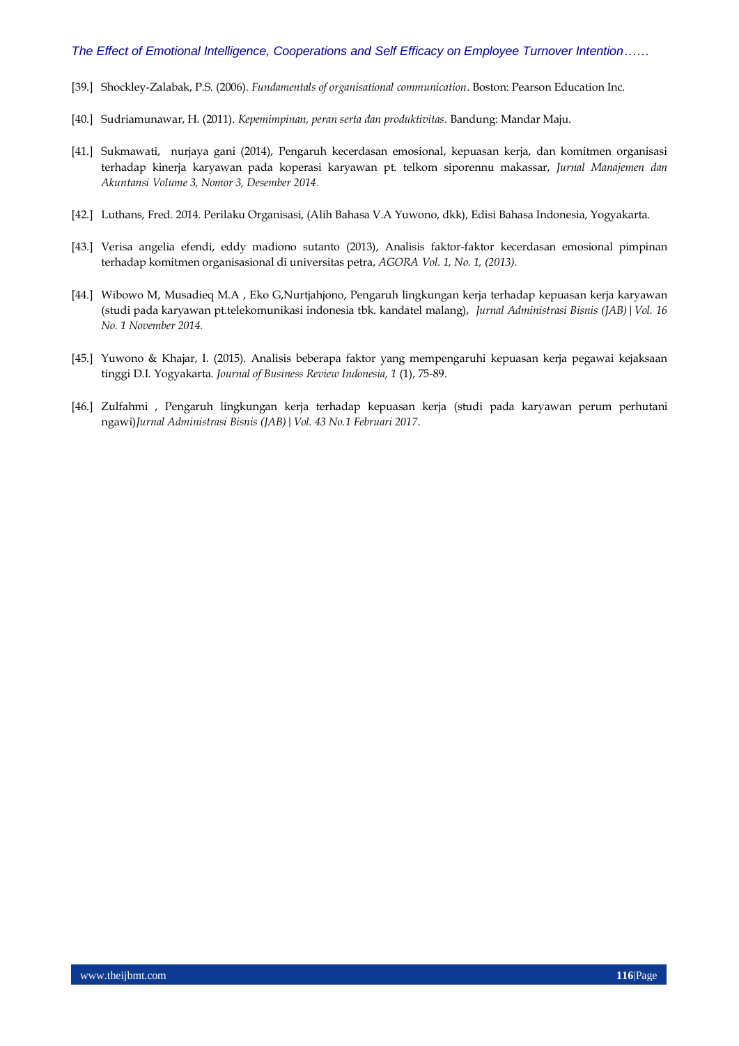[39.] Shockley-Zalabak, P.S. (2006). *Fundamentals of organisational communication*. Boston: Pearson Education Inc.

[40.] Sudriamunawar, H. (2011). *Kepemimpinan, peran serta dan produktivitas*. Bandung: Mandar Maju.

[41.] Sukmawati, nurjaya gani (2014), Pengaruh kecerdasan emosional, kepuasan kerja, dan komitmen organisasi terhadap kinerja karyawan pada koperasi karyawan pt. telkom siporennu makassar, *Jurnal Manajemen dan Akuntansi Volume 3, Nomor 3, Desember 2014*.

[42.] Luthans, Fred. 2014. Perilaku Organisasi, (Alih Bahasa V.A Yuwono, dkk), Edisi Bahasa Indonesia, Yogyakarta.

[43.] Verisa angelia efendi, eddy madiono sutanto (2013), Analisis faktor-faktor kecerdasan emosional pimpinan terhadap komitmen organisasional di universitas petra, *AGORA Vol. 1, No. 1, (2013).*

[44.] Wibowo M, Musadieq M.A , Eko G,Nurtjahjono, Pengaruh lingkungan kerja terhadap kepuasan kerja karyawan (studi pada karyawan pt.telekomunikasi indonesia tbk. kandatel malang), *Jurnal Administrasi Bisnis (JAB)|Vol. 16 No. 1 November 2014.*

[45.] Yuwono & Khajar, I. (2015). Analisis beberapa faktor yang mempengaruhi kepuasan kerja pegawai kejaksaan tinggi D.I. Yogyakarta. *Journal of Business Review Indonesia, 1* (1), 75-89.

[46.] Zulfahmi , Pengaruh lingkungan kerja terhadap kepuasan kerja (studi pada karyawan perum perhutani ngawi)*Jurnal Administrasi Bisnis (JAB)|Vol. 43 No.1 Februari 2017*.